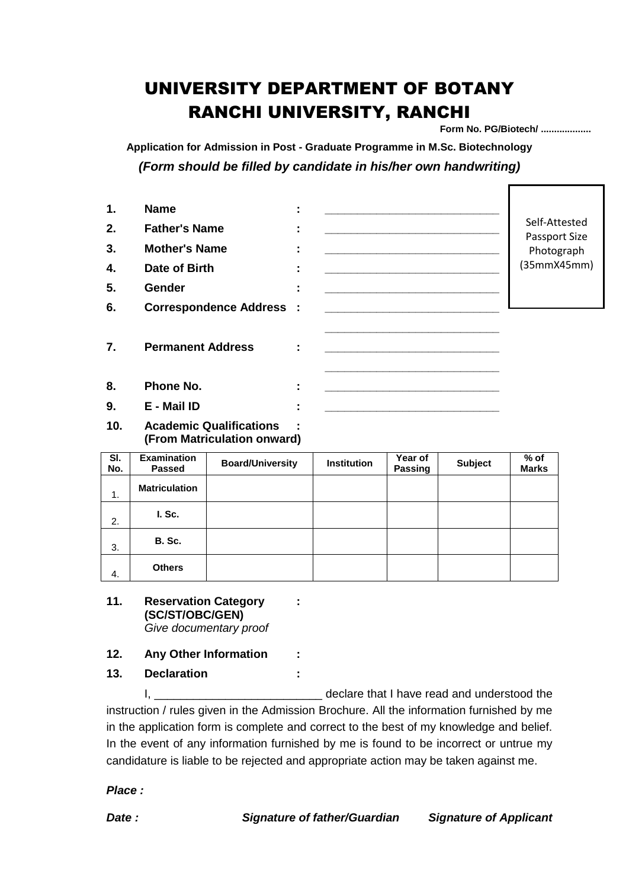# UNIVERSITY DEPARTMENT OF BOTANY
# RANCHI UNIVERSITY, RANCHI

**Form No. PG/Biotech/ ..................**

**Application for Admission in Post - Graduate Programme in M.Sc. Biotechnology**

***(Form should be filled by candidate in his/her own handwriting)***

Self-Attested Passport Size Photograph (35mmX45mm)

1. **Name** : ____________________________
2. **Father's Name** : ____________________________
3. **Mother's Name** : ____________________________
4. **Date of Birth** : ____________________________
5. **Gender** : ____________________________
6. **Correspondence Address** : ____________________________
   ____________________________
7. **Permanent Address** : ____________________________
   ____________________________
8. **Phone No.** : ____________________________
9. **E - Mail ID** : ____________________________
10. **Academic Qualifications (From Matriculation onward)** :

| Sl. No. | Examination Passed | Board/University | Institution | Year of Passing | Subject | % of Marks |
|---|---|---|---|---|---|---|
| 1. | Matriculation | | | | | |
| 2. | I. Sc. | | | | | |
| 3. | B. Sc. | | | | | |
| 4. | Others | | | | | |

11. **Reservation Category (SC/ST/OBC/GEN)** :
    *Give documentary proof*
12. **Any Other Information** :
13. **Declaration** :

I, __________________________ declare that I have read and understood the instruction / rules given in the Admission Brochure. All the information furnished by me in the application form is complete and correct to the best of my knowledge and belief. In the event of any information furnished by me is found to be incorrect or untrue my candidature is liable to be rejected and appropriate action may be taken against me.

***Place :***

***Date :*** ***Signature of father/Guardian*** ***Signature of Applicant***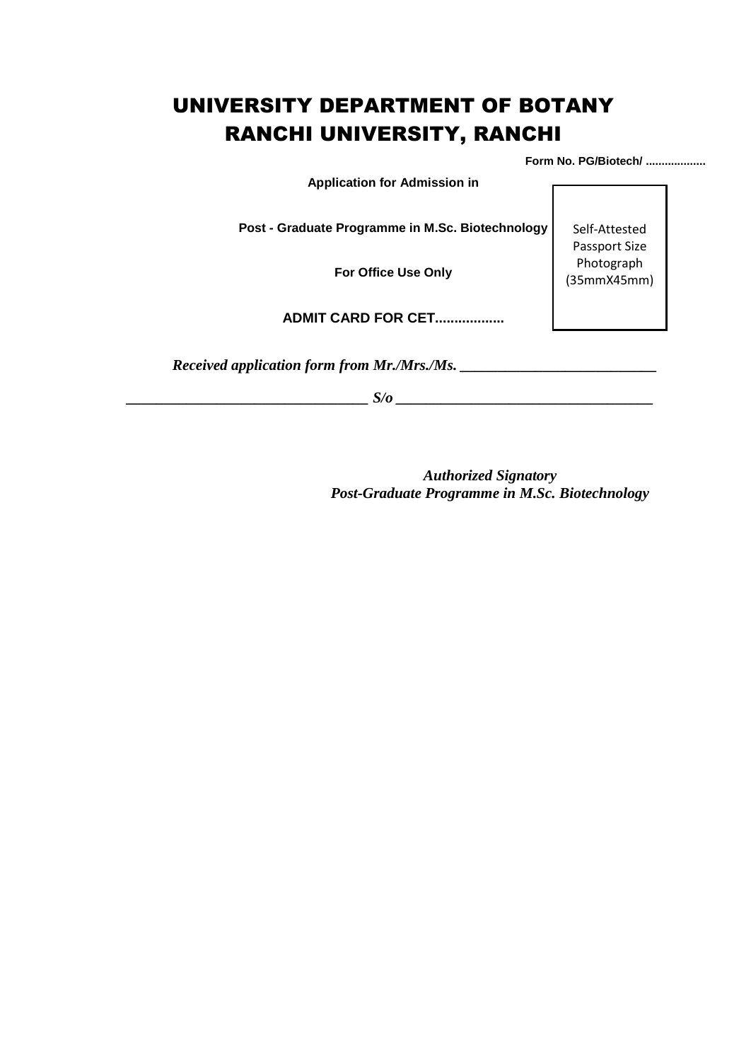# UNIVERSITY DEPARTMENT OF BOTANY
# RANCHI UNIVERSITY, RANCHI

**Form No. PG/Biotech/ ..................**

**Application for Admission in**

**Post - Graduate Programme in M.Sc. Biotechnology**

Self-Attested Passport Size Photograph (35mmX45mm)

**For Office Use Only**

**ADMIT CARD FOR CET.................**

***Received application form from Mr./Mrs./Ms. __________________________***

**_______________________________ *S/o* _________________________________**

***Authorized Signatory***
***Post-Graduate Programme in M.Sc. Biotechnology***